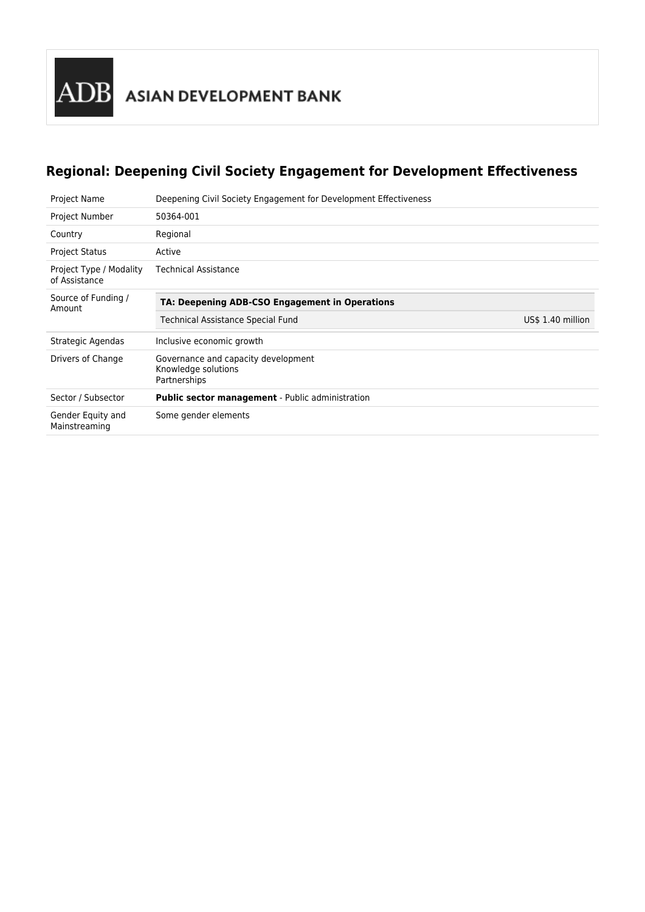ADB ASIAN DEVELOPMENT BANK

## Regional: Deepening Civil Society Engagement for Development Effectiveness

| | |
|---|---|
| Project Name | Deepening Civil Society Engagement for Development Effectiveness |
| Project Number | 50364-001 |
| Country | Regional |
| Project Status | Active |
| Project Type / Modality of Assistance | Technical Assistance |
| Source of Funding / Amount | **TA: Deepening ADB-CSO Engagement in Operations**<br>Technical Assistance Special Fund — US$ 1.40 million |
| Strategic Agendas | Inclusive economic growth |
| Drivers of Change | Governance and capacity development<br>Knowledge solutions<br>Partnerships |
| Sector / Subsector | **Public sector management** - Public administration |
| Gender Equity and Mainstreaming | Some gender elements |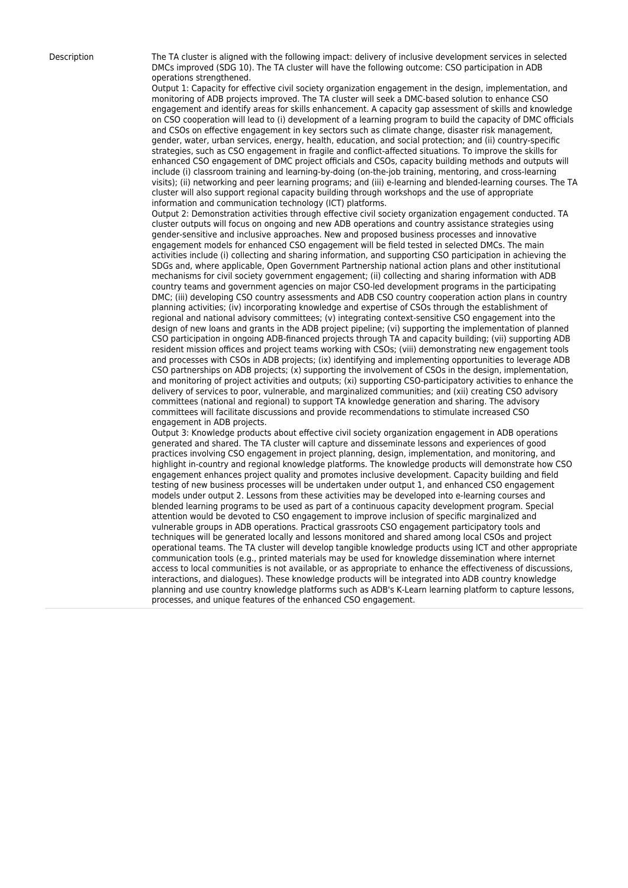| | |
|---|---|
| Description | The TA cluster is aligned with the following impact: delivery of inclusive development services in selected DMCs improved (SDG 10). The TA cluster will have the following outcome: CSO participation in ADB operations strengthened.<br>Output 1: Capacity for effective civil society organization engagement in the design, implementation, and monitoring of ADB projects improved. The TA cluster will seek a DMC-based solution to enhance CSO engagement and identify areas for skills enhancement. A capacity gap assessment of skills and knowledge on CSO cooperation will lead to (i) development of a learning program to build the capacity of DMC officials and CSOs on effective engagement in key sectors such as climate change, disaster risk management, gender, water, urban services, energy, health, education, and social protection; and (ii) country-specific strategies, such as CSO engagement in fragile and conflict-affected situations. To improve the skills for enhanced CSO engagement of DMC project officials and CSOs, capacity building methods and outputs will include (i) classroom training and learning-by-doing (on-the-job training, mentoring, and cross-learning visits); (ii) networking and peer learning programs; and (iii) e-learning and blended-learning courses. The TA cluster will also support regional capacity building through workshops and the use of appropriate information and communication technology (ICT) platforms.<br>Output 2: Demonstration activities through effective civil society organization engagement conducted. TA cluster outputs will focus on ongoing and new ADB operations and country assistance strategies using gender-sensitive and inclusive approaches. New and proposed business processes and innovative engagement models for enhanced CSO engagement will be field tested in selected DMCs. The main activities include (i) collecting and sharing information, and supporting CSO participation in achieving the SDGs and, where applicable, Open Government Partnership national action plans and other institutional mechanisms for civil society government engagement; (ii) collecting and sharing information with ADB country teams and government agencies on major CSO-led development programs in the participating DMC; (iii) developing CSO country assessments and ADB CSO country cooperation action plans in country planning activities; (iv) incorporating knowledge and expertise of CSOs through the establishment of regional and national advisory committees; (v) integrating context-sensitive CSO engagement into the design of new loans and grants in the ADB project pipeline; (vi) supporting the implementation of planned CSO participation in ongoing ADB-financed projects through TA and capacity building; (vii) supporting ADB resident mission offices and project teams working with CSOs; (viii) demonstrating new engagement tools and processes with CSOs in ADB projects; (ix) identifying and implementing opportunities to leverage ADB CSO partnerships on ADB projects; (x) supporting the involvement of CSOs in the design, implementation, and monitoring of project activities and outputs; (xi) supporting CSO-participatory activities to enhance the delivery of services to poor, vulnerable, and marginalized communities; and (xii) creating CSO advisory committees (national and regional) to support TA knowledge generation and sharing. The advisory committees will facilitate discussions and provide recommendations to stimulate increased CSO engagement in ADB projects.<br>Output 3: Knowledge products about effective civil society organization engagement in ADB operations generated and shared. The TA cluster will capture and disseminate lessons and experiences of good practices involving CSO engagement in project planning, design, implementation, and monitoring, and highlight in-country and regional knowledge platforms. The knowledge products will demonstrate how CSO engagement enhances project quality and promotes inclusive development. Capacity building and field testing of new business processes will be undertaken under output 1, and enhanced CSO engagement models under output 2. Lessons from these activities may be developed into e-learning courses and blended learning programs to be used as part of a continuous capacity development program. Special attention would be devoted to CSO engagement to improve inclusion of specific marginalized and vulnerable groups in ADB operations. Practical grassroots CSO engagement participatory tools and techniques will be generated locally and lessons monitored and shared among local CSOs and project operational teams. The TA cluster will develop tangible knowledge products using ICT and other appropriate communication tools (e.g., printed materials may be used for knowledge dissemination where internet access to local communities is not available, or as appropriate to enhance the effectiveness of discussions, interactions, and dialogues). These knowledge products will be integrated into ADB country knowledge planning and use country knowledge platforms such as ADB's K-Learn learning platform to capture lessons, processes, and unique features of the enhanced CSO engagement. |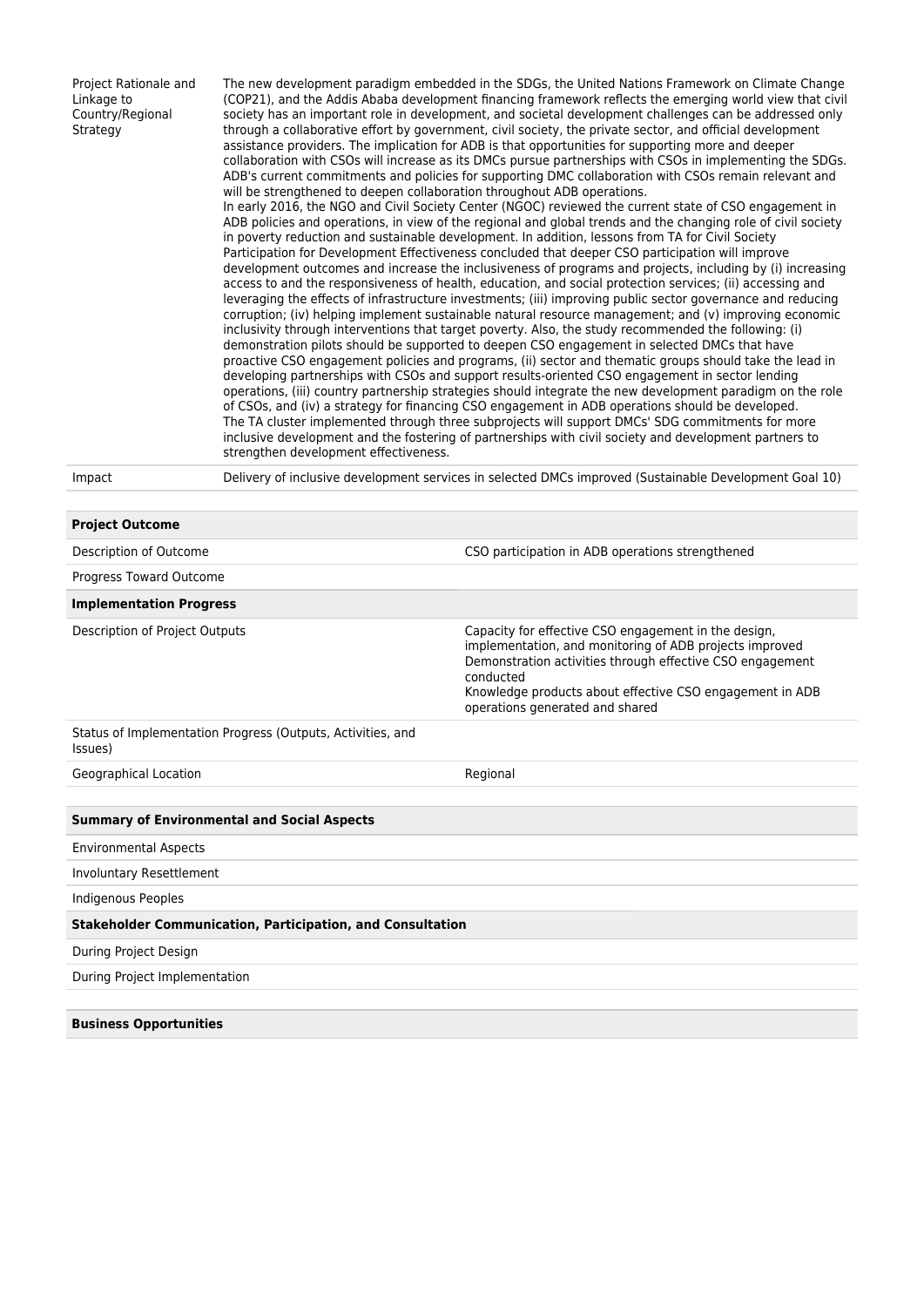| | |
|---|---|
| Project Rationale and Linkage to Country/Regional Strategy | The new development paradigm embedded in the SDGs, the United Nations Framework on Climate Change (COP21), and the Addis Ababa development financing framework reflects the emerging world view that civil society has an important role in development, and societal development challenges can be addressed only through a collaborative effort by government, civil society, the private sector, and official development assistance providers. The implication for ADB is that opportunities for supporting more and deeper collaboration with CSOs will increase as its DMCs pursue partnerships with CSOs in implementing the SDGs. ADB's current commitments and policies for supporting DMC collaboration with CSOs remain relevant and will be strengthened to deepen collaboration throughout ADB operations.<br>In early 2016, the NGO and Civil Society Center (NGOC) reviewed the current state of CSO engagement in ADB policies and operations, in view of the regional and global trends and the changing role of civil society in poverty reduction and sustainable development. In addition, lessons from TA for Civil Society Participation for Development Effectiveness concluded that deeper CSO participation will improve development outcomes and increase the inclusiveness of programs and projects, including by (i) increasing access to and the responsiveness of health, education, and social protection services; (ii) accessing and leveraging the effects of infrastructure investments; (iii) improving public sector governance and reducing corruption; (iv) helping implement sustainable natural resource management; and (v) improving economic inclusivity through interventions that target poverty. Also, the study recommended the following: (i) demonstration pilots should be supported to deepen CSO engagement in selected DMCs that have proactive CSO engagement policies and programs, (ii) sector and thematic groups should take the lead in developing partnerships with CSOs and support results-oriented CSO engagement in sector lending operations, (iii) country partnership strategies should integrate the new development paradigm on the role of CSOs, and (iv) a strategy for financing CSO engagement in ADB operations should be developed.<br>The TA cluster implemented through three subprojects will support DMCs' SDG commitments for more inclusive development and the fostering of partnerships with civil society and development partners to strengthen development effectiveness. |
| Impact | Delivery of inclusive development services in selected DMCs improved (Sustainable Development Goal 10) |

| **Project Outcome** | |
|---|---|
| Description of Outcome | CSO participation in ADB operations strengthened |
| Progress Toward Outcome | |
| **Implementation Progress** | |
| Description of Project Outputs | Capacity for effective CSO engagement in the design, implementation, and monitoring of ADB projects improved<br>Demonstration activities through effective CSO engagement conducted<br>Knowledge products about effective CSO engagement in ADB operations generated and shared |
| Status of Implementation Progress (Outputs, Activities, and Issues) | |
| Geographical Location | Regional |

| **Summary of Environmental and Social Aspects** | |
|---|---|
| Environmental Aspects | |
| Involuntary Resettlement | |
| Indigenous Peoples | |
| **Stakeholder Communication, Participation, and Consultation** | |
| During Project Design | |
| During Project Implementation | |

| **Business Opportunities** |
|---|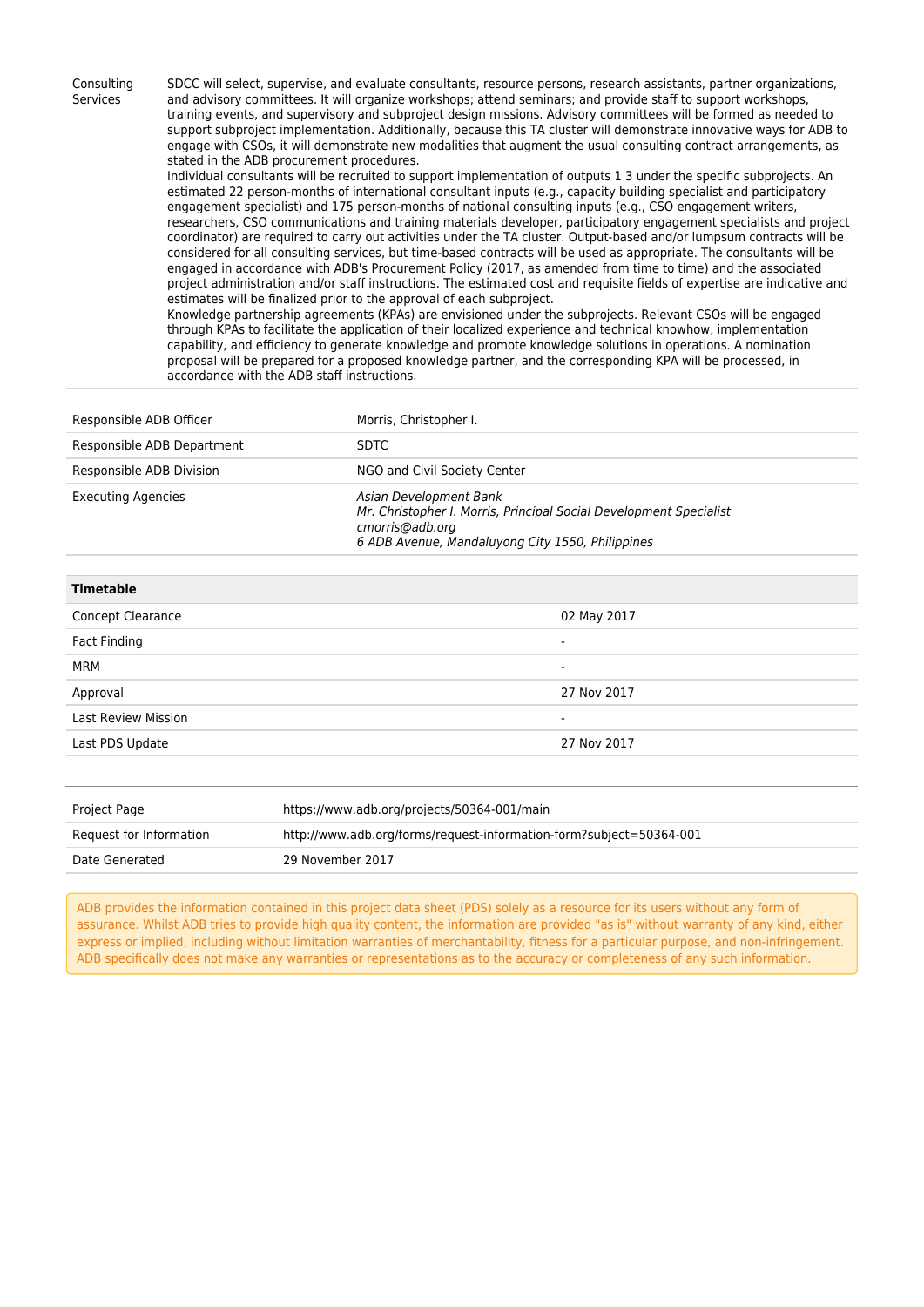| | |
|---|---|
| Consulting Services | SDCC will select, supervise, and evaluate consultants, resource persons, research assistants, partner organizations, and advisory committees. It will organize workshops; attend seminars; and provide staff to support workshops, training events, and supervisory and subproject design missions. Advisory committees will be formed as needed to support subproject implementation. Additionally, because this TA cluster will demonstrate innovative ways for ADB to engage with CSOs, it will demonstrate new modalities that augment the usual consulting contract arrangements, as stated in the ADB procurement procedures.<br>Individual consultants will be recruited to support implementation of outputs 1 3 under the specific subprojects. An estimated 22 person-months of international consultant inputs (e.g., capacity building specialist and participatory engagement specialist) and 175 person-months of national consulting inputs (e.g., CSO engagement writers, researchers, CSO communications and training materials developer, participatory engagement specialists and project coordinator) are required to carry out activities under the TA cluster. Output-based and/or lumpsum contracts will be considered for all consulting services, but time-based contracts will be used as appropriate. The consultants will be engaged in accordance with ADB's Procurement Policy (2017, as amended from time to time) and the associated project administration and/or staff instructions. The estimated cost and requisite fields of expertise are indicative and estimates will be finalized prior to the approval of each subproject.<br>Knowledge partnership agreements (KPAs) are envisioned under the subprojects. Relevant CSOs will be engaged through KPAs to facilitate the application of their localized experience and technical knowhow, implementation capability, and efficiency to generate knowledge and promote knowledge solutions in operations. A nomination proposal will be prepared for a proposed knowledge partner, and the corresponding KPA will be processed, in accordance with the ADB staff instructions. |

| | |
|---|---|
| Responsible ADB Officer | Morris, Christopher I. |
| Responsible ADB Department | SDTC |
| Responsible ADB Division | NGO and Civil Society Center |
| Executing Agencies | *Asian Development Bank*<br>*Mr. Christopher I. Morris, Principal Social Development Specialist*<br>*cmorris@adb.org*<br>*6 ADB Avenue, Mandaluyong City 1550, Philippines* |

| **Timetable** | |
|---|---|
| Concept Clearance | 02 May 2017 |
| Fact Finding | - |
| MRM | - |
| Approval | 27 Nov 2017 |
| Last Review Mission | - |
| Last PDS Update | 27 Nov 2017 |

| | |
|---|---|
| Project Page | https://www.adb.org/projects/50364-001/main |
| Request for Information | http://www.adb.org/forms/request-information-form?subject=50364-001 |
| Date Generated | 29 November 2017 |

ADB provides the information contained in this project data sheet (PDS) solely as a resource for its users without any form of assurance. Whilst ADB tries to provide high quality content, the information are provided "as is" without warranty of any kind, either express or implied, including without limitation warranties of merchantability, fitness for a particular purpose, and non-infringement. ADB specifically does not make any warranties or representations as to the accuracy or completeness of any such information.